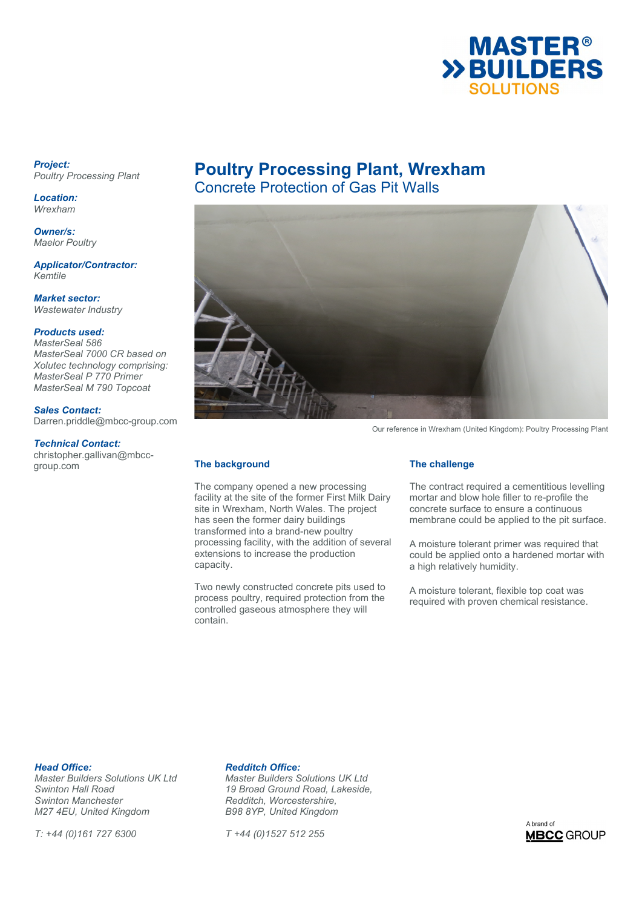# Poultry Processing Plant, Wrexham

## Concrete Protection of Gas Pit Walls

***Project:***
*Poultry Processing Plant*

***Location:***
*Wrexham*

***Owner/s:***
*Maelor Poultry*

***Applicator/Contractor:***
*Kemtile*

***Market sector:***
*Wastewater Industry*

***Products used:***
*MasterSeal 586*
*MasterSeal 7000 CR based on Xolutec technology comprising:*
*MasterSeal P 770 Primer*
*MasterSeal M 790 Topcoat*

***Sales Contact:***
Darren.priddle@mbcc-group.com

***Technical Contact:***
christopher.gallivan@mbcc-group.com

Our reference in Wrexham (United Kingdom): Poultry Processing Plant

### The background

The company opened a new processing facility at the site of the former First Milk Dairy site in Wrexham, North Wales. The project has seen the former dairy buildings transformed into a brand-new poultry processing facility, with the addition of several extensions to increase the production capacity.

Two newly constructed concrete pits used to process poultry, required protection from the controlled gaseous atmosphere they will contain.

### The challenge

The contract required a cementitious levelling mortar and blow hole filler to re-profile the concrete surface to ensure a continuous membrane could be applied to the pit surface.

A moisture tolerant primer was required that could be applied onto a hardened mortar with a high relatively humidity.

A moisture tolerant, flexible top coat was required with proven chemical resistance.

***Head Office:***
*Master Builders Solutions UK Ltd*
*Swinton Hall Road*
*Swinton Manchester*
*M27 4EU, United Kingdom*

*T: +44 (0)161 727 6300*

***Redditch Office:***
*Master Builders Solutions UK Ltd*
*19 Broad Ground Road, Lakeside,*
*Redditch, Worcestershire,*
*B98 8YP, United Kingdom*

*T +44 (0)1527 512 255*

A brand of MBCC GROUP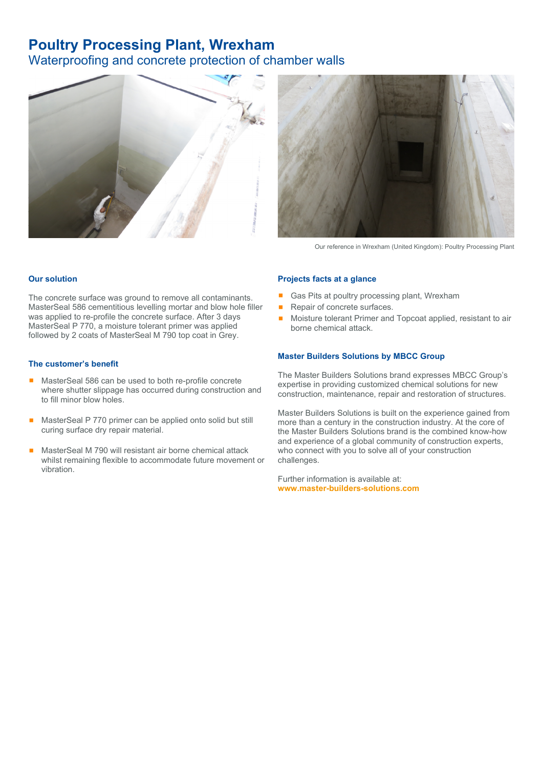# Poultry Processing Plant, Wrexham

## Waterproofing and concrete protection of chamber walls

Our reference in Wrexham (United Kingdom): Poultry Processing Plant

### Our solution

The concrete surface was ground to remove all contaminants. MasterSeal 586 cementitious levelling mortar and blow hole filler was applied to re-profile the concrete surface. After 3 days MasterSeal P 770, a moisture tolerant primer was applied followed by 2 coats of MasterSeal M 790 top coat in Grey.

### The customer's benefit

- MasterSeal 586 can be used to both re-profile concrete where shutter slippage has occurred during construction and to fill minor blow holes.
- MasterSeal P 770 primer can be applied onto solid but still curing surface dry repair material.
- MasterSeal M 790 will resistant air borne chemical attack whilst remaining flexible to accommodate future movement or vibration.

### Projects facts at a glance

- Gas Pits at poultry processing plant, Wrexham
- Repair of concrete surfaces.
- Moisture tolerant Primer and Topcoat applied, resistant to air borne chemical attack.

### Master Builders Solutions by MBCC Group

The Master Builders Solutions brand expresses MBCC Group's expertise in providing customized chemical solutions for new construction, maintenance, repair and restoration of structures.

Master Builders Solutions is built on the experience gained from more than a century in the construction industry. At the core of the Master Builders Solutions brand is the combined know-how and experience of a global community of construction experts, who connect with you to solve all of your construction challenges.

Further information is available at:
**www.master-builders-solutions.com**